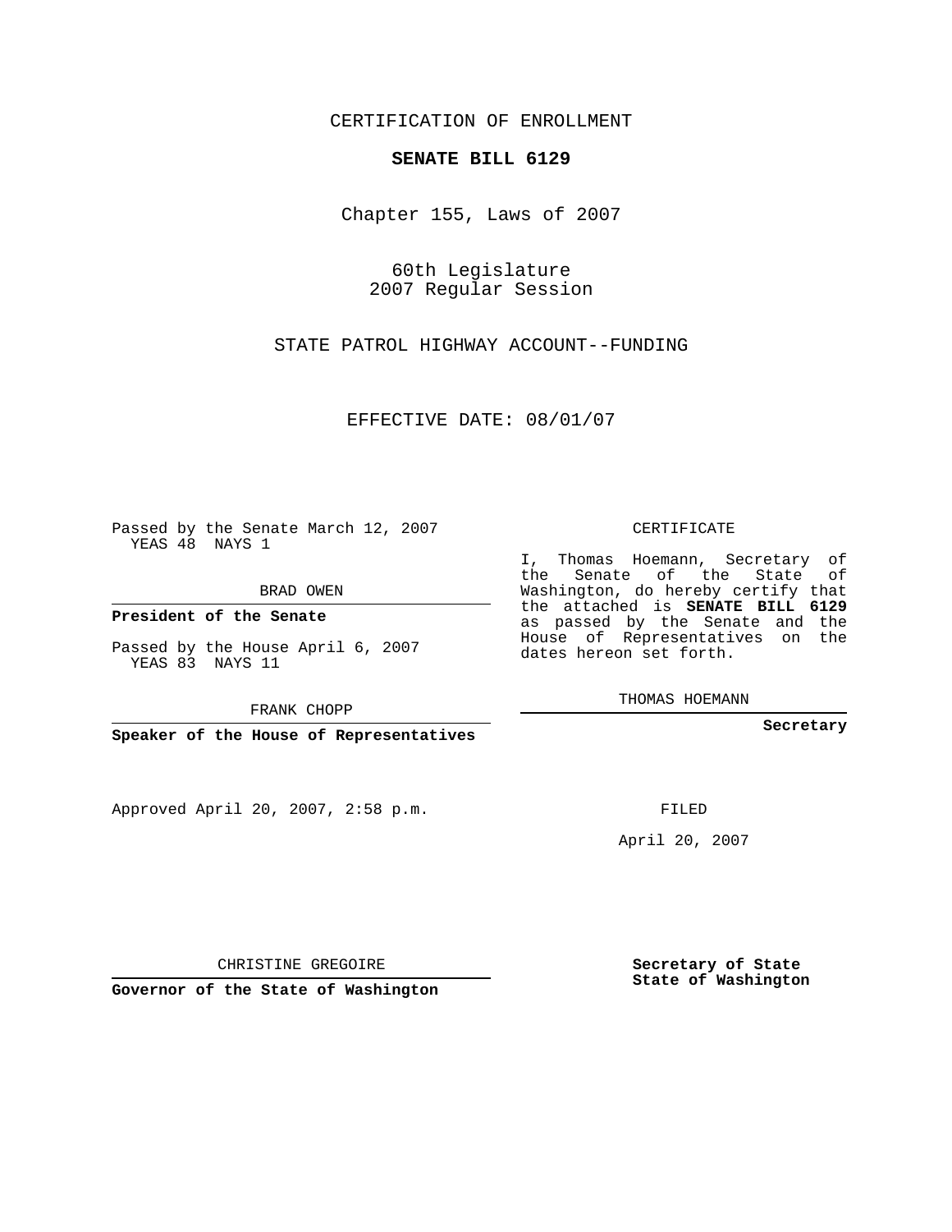CERTIFICATION OF ENROLLMENT

**SENATE BILL 6129**

Chapter 155, Laws of 2007

60th Legislature
2007 Regular Session

STATE PATROL HIGHWAY ACCOUNT--FUNDING

EFFECTIVE DATE: 08/01/07

Passed by the Senate March 12, 2007
YEAS 48 NAYS 1

BRAD OWEN

**President of the Senate**

Passed by the House April 6, 2007
YEAS 83 NAYS 11

FRANK CHOPP

**Speaker of the House of Representatives**

Approved April 20, 2007, 2:58 p.m.

CHRISTINE GREGOIRE

**Governor of the State of Washington**

CERTIFICATE

I, Thomas Hoemann, Secretary of the Senate of the State of Washington, do hereby certify that the attached is **SENATE BILL 6129** as passed by the Senate and the House of Representatives on the dates hereon set forth.

THOMAS HOEMANN

**Secretary**

FILED

April 20, 2007

**Secretary of State**
**State of Washington**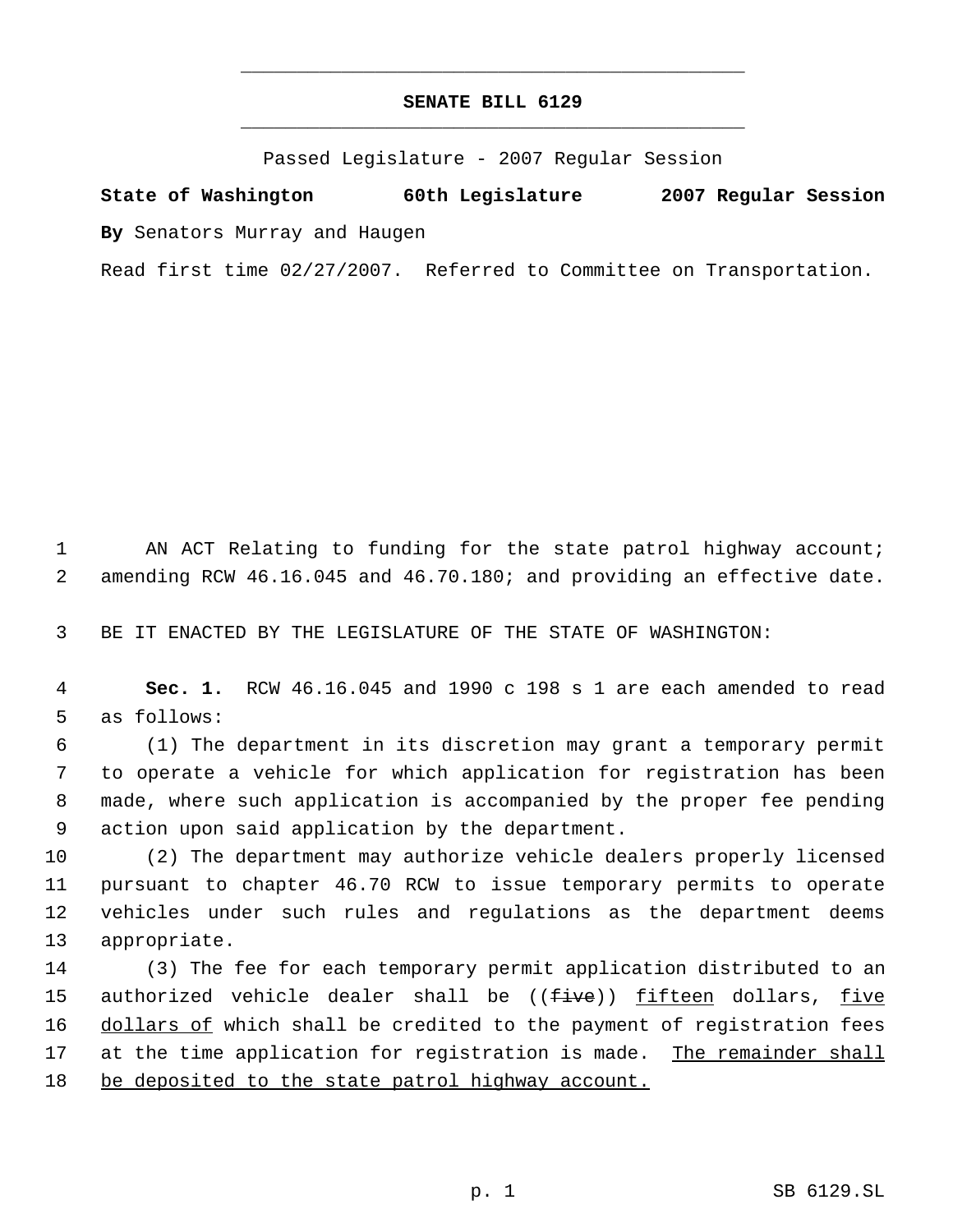# SENATE BILL 6129

Passed Legislature - 2007 Regular Session

**State of Washington 60th Legislature 2007 Regular Session**

**By** Senators Murray and Haugen

Read first time 02/27/2007. Referred to Committee on Transportation.

AN ACT Relating to funding for the state patrol highway account; amending RCW 46.16.045 and 46.70.180; and providing an effective date.

BE IT ENACTED BY THE LEGISLATURE OF THE STATE OF WASHINGTON:

**Sec. 1.** RCW 46.16.045 and 1990 c 198 s 1 are each amended to read as follows:

(1) The department in its discretion may grant a temporary permit to operate a vehicle for which application for registration has been made, where such application is accompanied by the proper fee pending action upon said application by the department.

(2) The department may authorize vehicle dealers properly licensed pursuant to chapter 46.70 RCW to issue temporary permits to operate vehicles under such rules and regulations as the department deems appropriate.

(3) The fee for each temporary permit application distributed to an authorized vehicle dealer shall be ((~~five~~)) <u>fifteen</u> dollars, <u>five dollars of</u> which shall be credited to the payment of registration fees at the time application for registration is made. <u>The remainder shall be deposited to the state patrol highway account.</u>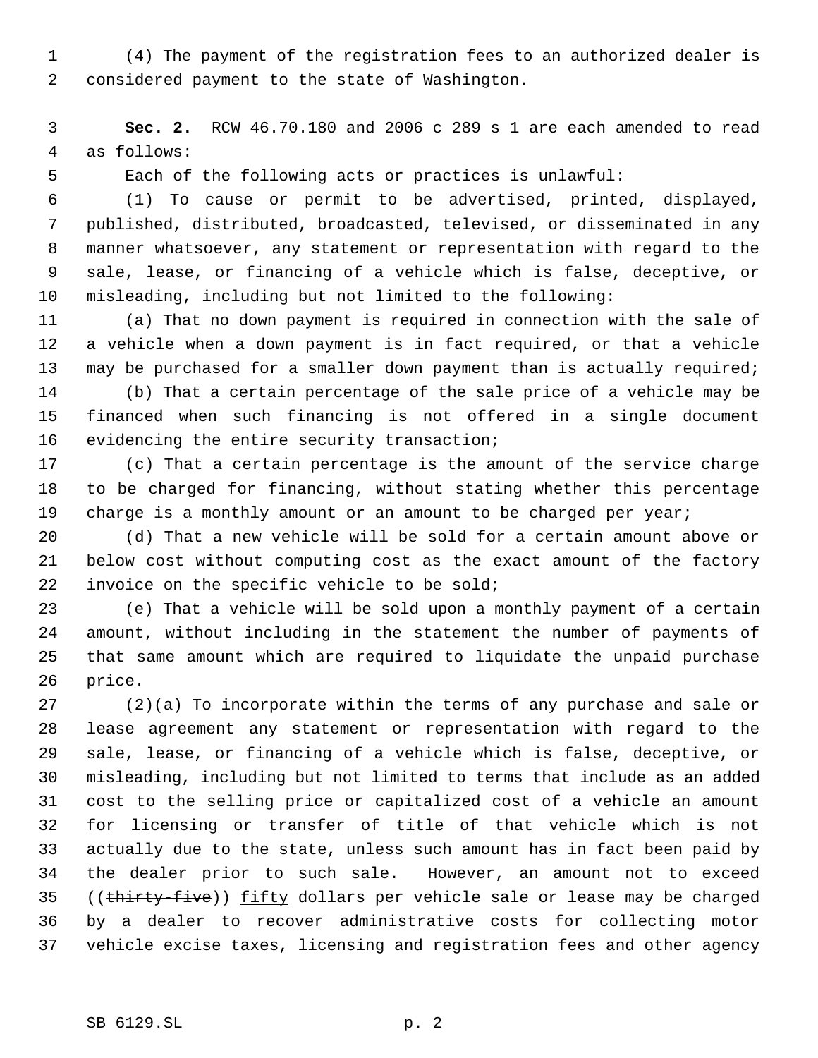(4) The payment of the registration fees to an authorized dealer is considered payment to the state of Washington.

**Sec. 2.** RCW 46.70.180 and 2006 c 289 s 1 are each amended to read as follows:

Each of the following acts or practices is unlawful:

(1) To cause or permit to be advertised, printed, displayed, published, distributed, broadcasted, televised, or disseminated in any manner whatsoever, any statement or representation with regard to the sale, lease, or financing of a vehicle which is false, deceptive, or misleading, including but not limited to the following:

(a) That no down payment is required in connection with the sale of a vehicle when a down payment is in fact required, or that a vehicle may be purchased for a smaller down payment than is actually required;

(b) That a certain percentage of the sale price of a vehicle may be financed when such financing is not offered in a single document evidencing the entire security transaction;

(c) That a certain percentage is the amount of the service charge to be charged for financing, without stating whether this percentage charge is a monthly amount or an amount to be charged per year;

(d) That a new vehicle will be sold for a certain amount above or below cost without computing cost as the exact amount of the factory invoice on the specific vehicle to be sold;

(e) That a vehicle will be sold upon a monthly payment of a certain amount, without including in the statement the number of payments of that same amount which are required to liquidate the unpaid purchase price.

(2)(a) To incorporate within the terms of any purchase and sale or lease agreement any statement or representation with regard to the sale, lease, or financing of a vehicle which is false, deceptive, or misleading, including but not limited to terms that include as an added cost to the selling price or capitalized cost of a vehicle an amount for licensing or transfer of title of that vehicle which is not actually due to the state, unless such amount has in fact been paid by the dealer prior to such sale. However, an amount not to exceed ((~~thirty-five~~)) <u>fifty</u> dollars per vehicle sale or lease may be charged by a dealer to recover administrative costs for collecting motor vehicle excise taxes, licensing and registration fees and other agency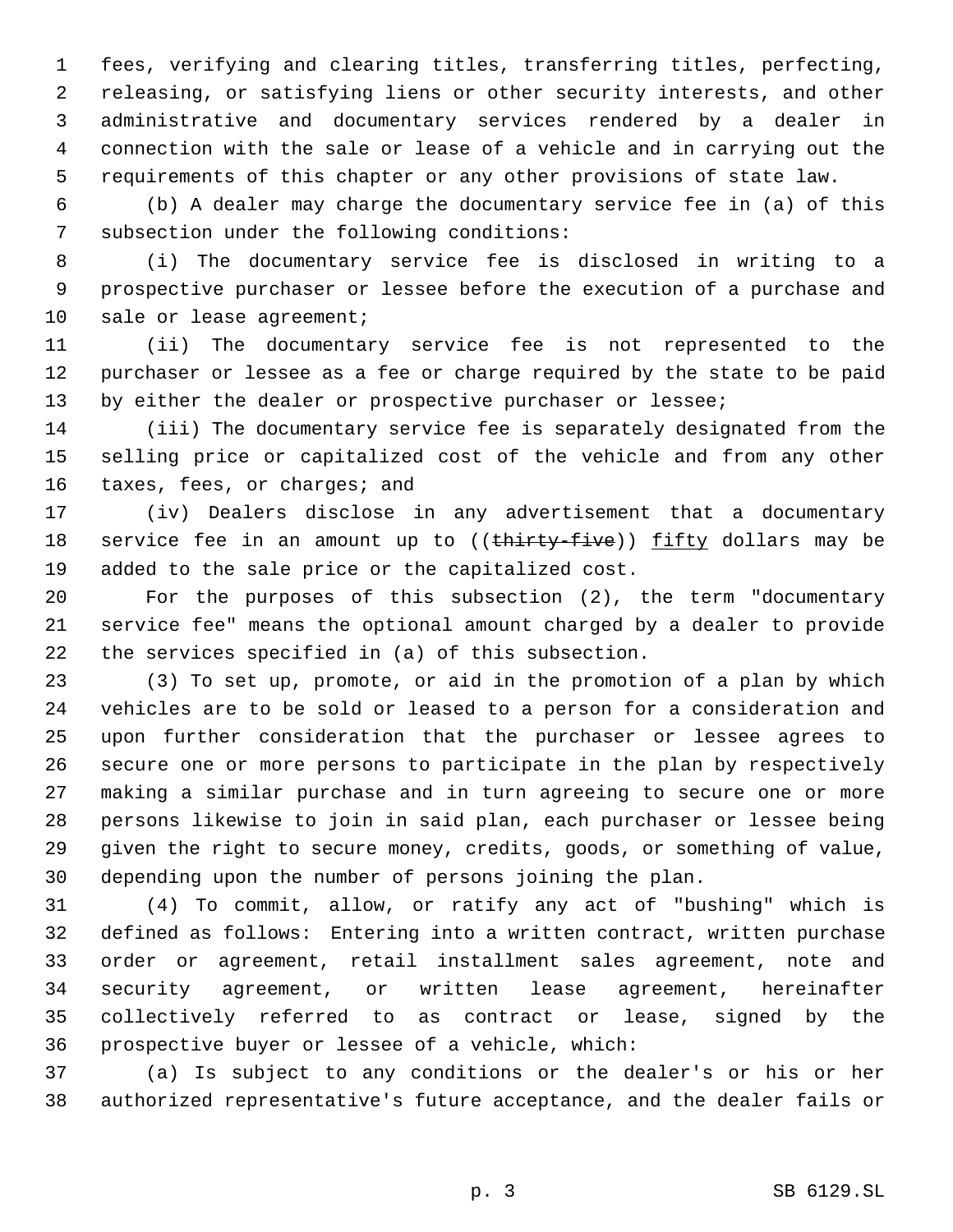fees, verifying and clearing titles, transferring titles, perfecting, releasing, or satisfying liens or other security interests, and other administrative and documentary services rendered by a dealer in connection with the sale or lease of a vehicle and in carrying out the requirements of this chapter or any other provisions of state law.

(b) A dealer may charge the documentary service fee in (a) of this subsection under the following conditions:

(i) The documentary service fee is disclosed in writing to a prospective purchaser or lessee before the execution of a purchase and sale or lease agreement;

(ii) The documentary service fee is not represented to the purchaser or lessee as a fee or charge required by the state to be paid by either the dealer or prospective purchaser or lessee;

(iii) The documentary service fee is separately designated from the selling price or capitalized cost of the vehicle and from any other taxes, fees, or charges; and

(iv) Dealers disclose in any advertisement that a documentary service fee in an amount up to ((~~thirty-five~~)) <u>fifty</u> dollars may be added to the sale price or the capitalized cost.

For the purposes of this subsection (2), the term "documentary service fee" means the optional amount charged by a dealer to provide the services specified in (a) of this subsection.

(3) To set up, promote, or aid in the promotion of a plan by which vehicles are to be sold or leased to a person for a consideration and upon further consideration that the purchaser or lessee agrees to secure one or more persons to participate in the plan by respectively making a similar purchase and in turn agreeing to secure one or more persons likewise to join in said plan, each purchaser or lessee being given the right to secure money, credits, goods, or something of value, depending upon the number of persons joining the plan.

(4) To commit, allow, or ratify any act of "bushing" which is defined as follows: Entering into a written contract, written purchase order or agreement, retail installment sales agreement, note and security agreement, or written lease agreement, hereinafter collectively referred to as contract or lease, signed by the prospective buyer or lessee of a vehicle, which:

(a) Is subject to any conditions or the dealer's or his or her authorized representative's future acceptance, and the dealer fails or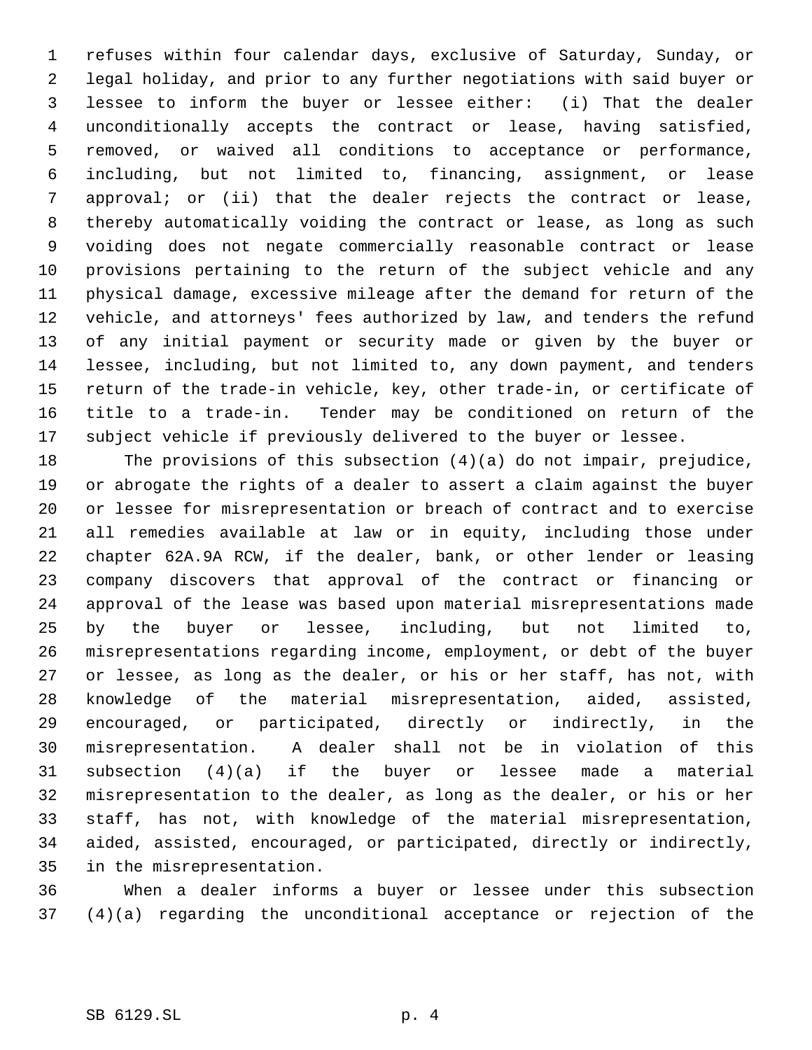refuses within four calendar days, exclusive of Saturday, Sunday, or legal holiday, and prior to any further negotiations with said buyer or lessee to inform the buyer or lessee either: (i) That the dealer unconditionally accepts the contract or lease, having satisfied, removed, or waived all conditions to acceptance or performance, including, but not limited to, financing, assignment, or lease approval; or (ii) that the dealer rejects the contract or lease, thereby automatically voiding the contract or lease, as long as such voiding does not negate commercially reasonable contract or lease provisions pertaining to the return of the subject vehicle and any physical damage, excessive mileage after the demand for return of the vehicle, and attorneys' fees authorized by law, and tenders the refund of any initial payment or security made or given by the buyer or lessee, including, but not limited to, any down payment, and tenders return of the trade-in vehicle, key, other trade-in, or certificate of title to a trade-in. Tender may be conditioned on return of the subject vehicle if previously delivered to the buyer or lessee.

The provisions of this subsection (4)(a) do not impair, prejudice, or abrogate the rights of a dealer to assert a claim against the buyer or lessee for misrepresentation or breach of contract and to exercise all remedies available at law or in equity, including those under chapter 62A.9A RCW, if the dealer, bank, or other lender or leasing company discovers that approval of the contract or financing or approval of the lease was based upon material misrepresentations made by the buyer or lessee, including, but not limited to, misrepresentations regarding income, employment, or debt of the buyer or lessee, as long as the dealer, or his or her staff, has not, with knowledge of the material misrepresentation, aided, assisted, encouraged, or participated, directly or indirectly, in the misrepresentation. A dealer shall not be in violation of this subsection (4)(a) if the buyer or lessee made a material misrepresentation to the dealer, as long as the dealer, or his or her staff, has not, with knowledge of the material misrepresentation, aided, assisted, encouraged, or participated, directly or indirectly, in the misrepresentation.

When a dealer informs a buyer or lessee under this subsection (4)(a) regarding the unconditional acceptance or rejection of the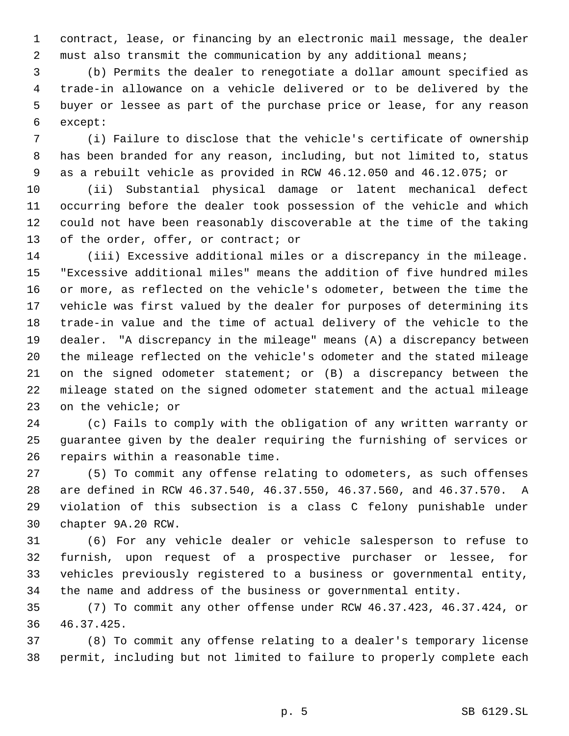contract, lease, or financing by an electronic mail message, the dealer must also transmit the communication by any additional means;

(b) Permits the dealer to renegotiate a dollar amount specified as trade-in allowance on a vehicle delivered or to be delivered by the buyer or lessee as part of the purchase price or lease, for any reason except:

(i) Failure to disclose that the vehicle's certificate of ownership has been branded for any reason, including, but not limited to, status as a rebuilt vehicle as provided in RCW 46.12.050 and 46.12.075; or

(ii) Substantial physical damage or latent mechanical defect occurring before the dealer took possession of the vehicle and which could not have been reasonably discoverable at the time of the taking of the order, offer, or contract; or

(iii) Excessive additional miles or a discrepancy in the mileage. "Excessive additional miles" means the addition of five hundred miles or more, as reflected on the vehicle's odometer, between the time the vehicle was first valued by the dealer for purposes of determining its trade-in value and the time of actual delivery of the vehicle to the dealer. "A discrepancy in the mileage" means (A) a discrepancy between the mileage reflected on the vehicle's odometer and the stated mileage on the signed odometer statement; or (B) a discrepancy between the mileage stated on the signed odometer statement and the actual mileage on the vehicle; or

(c) Fails to comply with the obligation of any written warranty or guarantee given by the dealer requiring the furnishing of services or repairs within a reasonable time.

(5) To commit any offense relating to odometers, as such offenses are defined in RCW 46.37.540, 46.37.550, 46.37.560, and 46.37.570. A violation of this subsection is a class C felony punishable under chapter 9A.20 RCW.

(6) For any vehicle dealer or vehicle salesperson to refuse to furnish, upon request of a prospective purchaser or lessee, for vehicles previously registered to a business or governmental entity, the name and address of the business or governmental entity.

(7) To commit any other offense under RCW 46.37.423, 46.37.424, or 46.37.425.

(8) To commit any offense relating to a dealer's temporary license permit, including but not limited to failure to properly complete each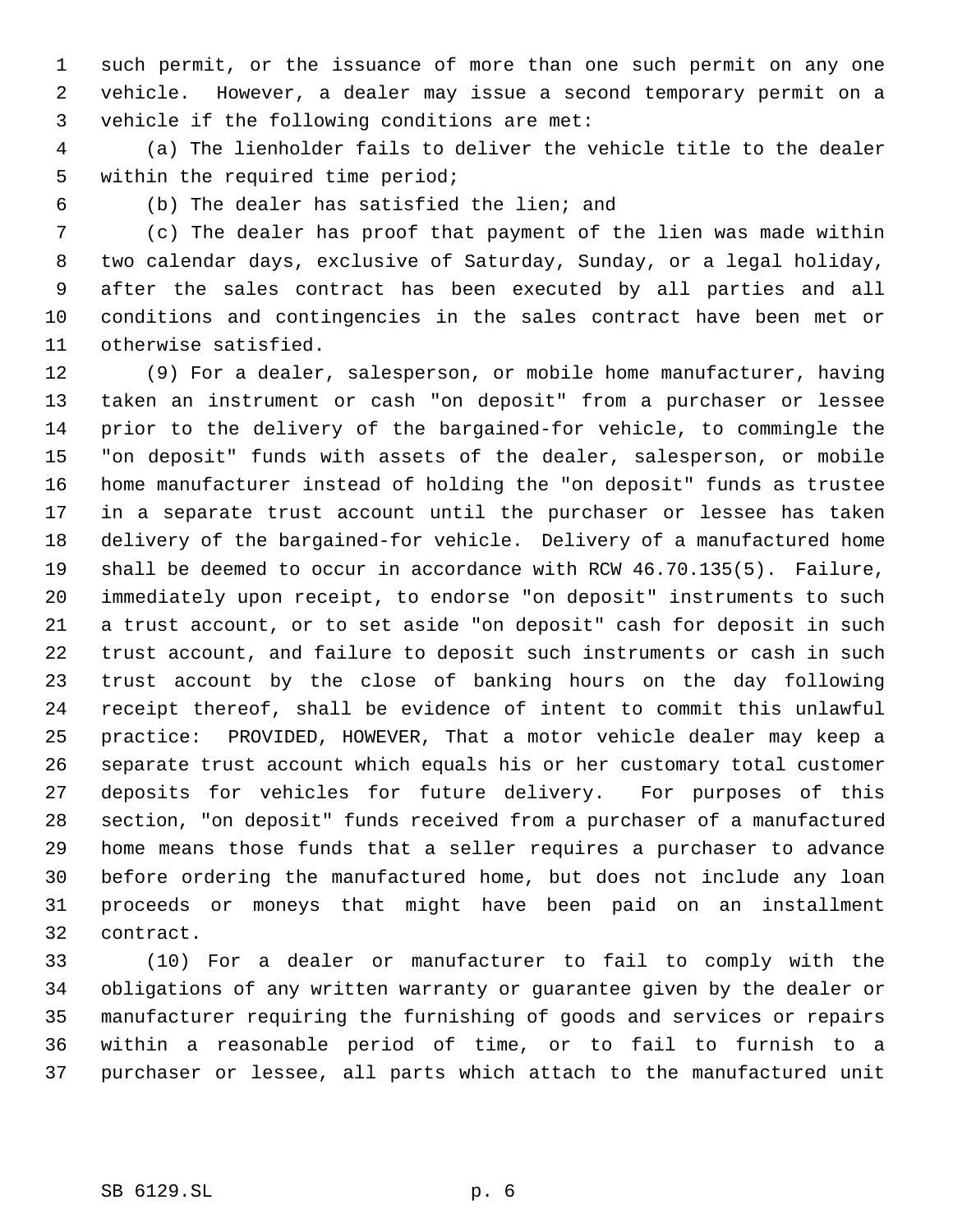such permit, or the issuance of more than one such permit on any one vehicle. However, a dealer may issue a second temporary permit on a vehicle if the following conditions are met:

(a) The lienholder fails to deliver the vehicle title to the dealer within the required time period;

(b) The dealer has satisfied the lien; and

(c) The dealer has proof that payment of the lien was made within two calendar days, exclusive of Saturday, Sunday, or a legal holiday, after the sales contract has been executed by all parties and all conditions and contingencies in the sales contract have been met or otherwise satisfied.

(9) For a dealer, salesperson, or mobile home manufacturer, having taken an instrument or cash "on deposit" from a purchaser or lessee prior to the delivery of the bargained-for vehicle, to commingle the "on deposit" funds with assets of the dealer, salesperson, or mobile home manufacturer instead of holding the "on deposit" funds as trustee in a separate trust account until the purchaser or lessee has taken delivery of the bargained-for vehicle. Delivery of a manufactured home shall be deemed to occur in accordance with RCW 46.70.135(5). Failure, immediately upon receipt, to endorse "on deposit" instruments to such a trust account, or to set aside "on deposit" cash for deposit in such trust account, and failure to deposit such instruments or cash in such trust account by the close of banking hours on the day following receipt thereof, shall be evidence of intent to commit this unlawful practice: PROVIDED, HOWEVER, That a motor vehicle dealer may keep a separate trust account which equals his or her customary total customer deposits for vehicles for future delivery. For purposes of this section, "on deposit" funds received from a purchaser of a manufactured home means those funds that a seller requires a purchaser to advance before ordering the manufactured home, but does not include any loan proceeds or moneys that might have been paid on an installment contract.

(10) For a dealer or manufacturer to fail to comply with the obligations of any written warranty or guarantee given by the dealer or manufacturer requiring the furnishing of goods and services or repairs within a reasonable period of time, or to fail to furnish to a purchaser or lessee, all parts which attach to the manufactured unit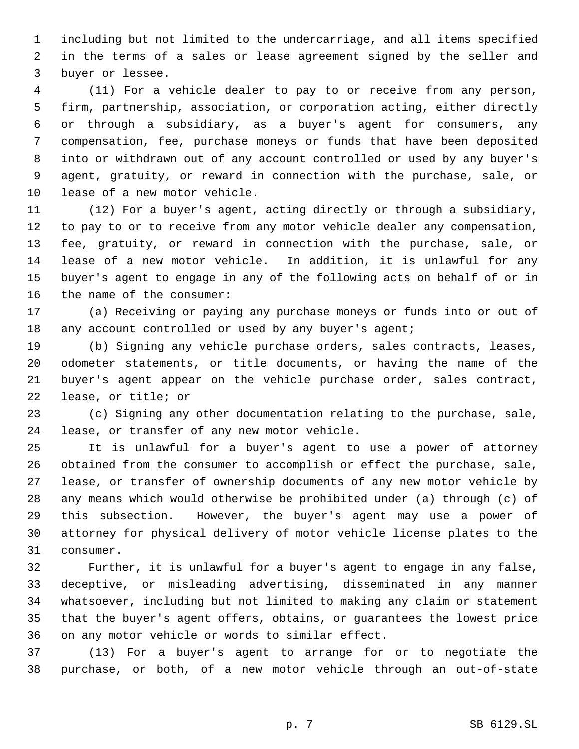including but not limited to the undercarriage, and all items specified in the terms of a sales or lease agreement signed by the seller and buyer or lessee.

(11) For a vehicle dealer to pay to or receive from any person, firm, partnership, association, or corporation acting, either directly or through a subsidiary, as a buyer's agent for consumers, any compensation, fee, purchase moneys or funds that have been deposited into or withdrawn out of any account controlled or used by any buyer's agent, gratuity, or reward in connection with the purchase, sale, or lease of a new motor vehicle.

(12) For a buyer's agent, acting directly or through a subsidiary, to pay to or to receive from any motor vehicle dealer any compensation, fee, gratuity, or reward in connection with the purchase, sale, or lease of a new motor vehicle. In addition, it is unlawful for any buyer's agent to engage in any of the following acts on behalf of or in the name of the consumer:

(a) Receiving or paying any purchase moneys or funds into or out of any account controlled or used by any buyer's agent;

(b) Signing any vehicle purchase orders, sales contracts, leases, odometer statements, or title documents, or having the name of the buyer's agent appear on the vehicle purchase order, sales contract, lease, or title; or

(c) Signing any other documentation relating to the purchase, sale, lease, or transfer of any new motor vehicle.

It is unlawful for a buyer's agent to use a power of attorney obtained from the consumer to accomplish or effect the purchase, sale, lease, or transfer of ownership documents of any new motor vehicle by any means which would otherwise be prohibited under (a) through (c) of this subsection. However, the buyer's agent may use a power of attorney for physical delivery of motor vehicle license plates to the consumer.

Further, it is unlawful for a buyer's agent to engage in any false, deceptive, or misleading advertising, disseminated in any manner whatsoever, including but not limited to making any claim or statement that the buyer's agent offers, obtains, or guarantees the lowest price on any motor vehicle or words to similar effect.

(13) For a buyer's agent to arrange for or to negotiate the purchase, or both, of a new motor vehicle through an out-of-state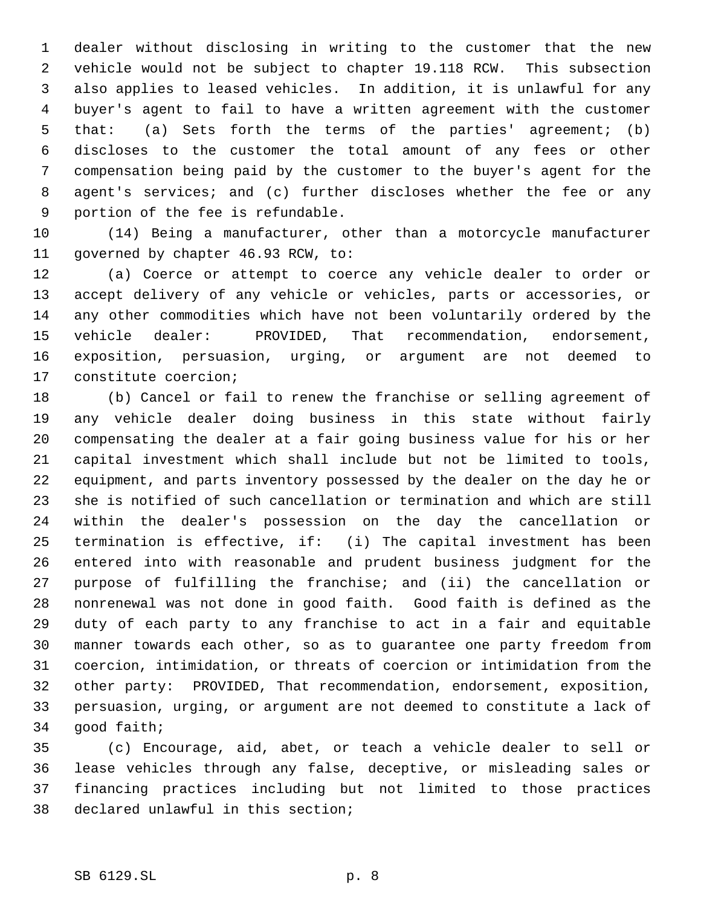dealer without disclosing in writing to the customer that the new vehicle would not be subject to chapter 19.118 RCW. This subsection also applies to leased vehicles. In addition, it is unlawful for any buyer's agent to fail to have a written agreement with the customer that: (a) Sets forth the terms of the parties' agreement; (b) discloses to the customer the total amount of any fees or other compensation being paid by the customer to the buyer's agent for the agent's services; and (c) further discloses whether the fee or any portion of the fee is refundable.

(14) Being a manufacturer, other than a motorcycle manufacturer governed by chapter 46.93 RCW, to:

(a) Coerce or attempt to coerce any vehicle dealer to order or accept delivery of any vehicle or vehicles, parts or accessories, or any other commodities which have not been voluntarily ordered by the vehicle dealer: PROVIDED, That recommendation, endorsement, exposition, persuasion, urging, or argument are not deemed to constitute coercion;

(b) Cancel or fail to renew the franchise or selling agreement of any vehicle dealer doing business in this state without fairly compensating the dealer at a fair going business value for his or her capital investment which shall include but not be limited to tools, equipment, and parts inventory possessed by the dealer on the day he or she is notified of such cancellation or termination and which are still within the dealer's possession on the day the cancellation or termination is effective, if: (i) The capital investment has been entered into with reasonable and prudent business judgment for the purpose of fulfilling the franchise; and (ii) the cancellation or nonrenewal was not done in good faith. Good faith is defined as the duty of each party to any franchise to act in a fair and equitable manner towards each other, so as to guarantee one party freedom from coercion, intimidation, or threats of coercion or intimidation from the other party: PROVIDED, That recommendation, endorsement, exposition, persuasion, urging, or argument are not deemed to constitute a lack of good faith;

(c) Encourage, aid, abet, or teach a vehicle dealer to sell or lease vehicles through any false, deceptive, or misleading sales or financing practices including but not limited to those practices declared unlawful in this section;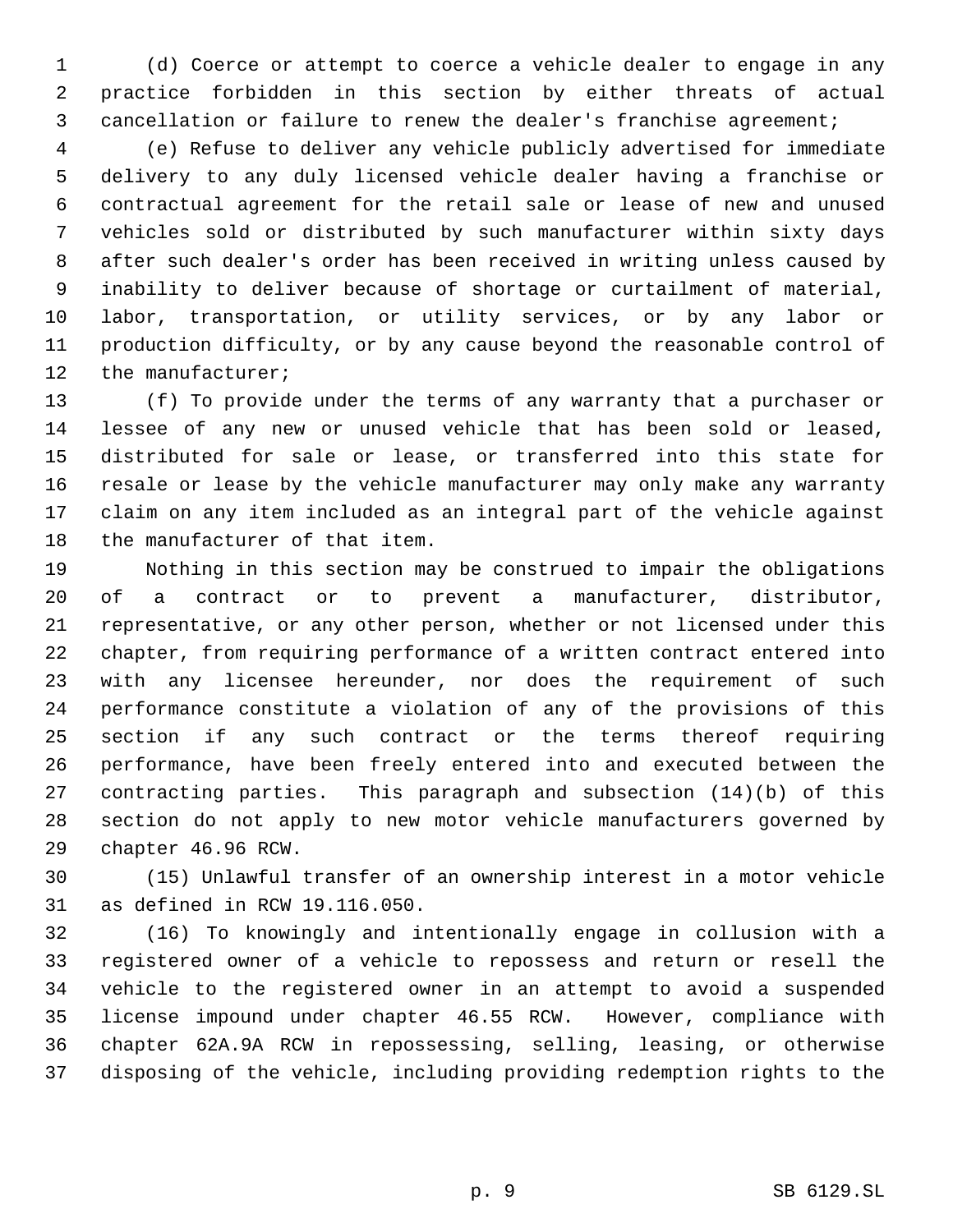(d) Coerce or attempt to coerce a vehicle dealer to engage in any practice forbidden in this section by either threats of actual cancellation or failure to renew the dealer's franchise agreement;

(e) Refuse to deliver any vehicle publicly advertised for immediate delivery to any duly licensed vehicle dealer having a franchise or contractual agreement for the retail sale or lease of new and unused vehicles sold or distributed by such manufacturer within sixty days after such dealer's order has been received in writing unless caused by inability to deliver because of shortage or curtailment of material, labor, transportation, or utility services, or by any labor or production difficulty, or by any cause beyond the reasonable control of the manufacturer;

(f) To provide under the terms of any warranty that a purchaser or lessee of any new or unused vehicle that has been sold or leased, distributed for sale or lease, or transferred into this state for resale or lease by the vehicle manufacturer may only make any warranty claim on any item included as an integral part of the vehicle against the manufacturer of that item.

Nothing in this section may be construed to impair the obligations of a contract or to prevent a manufacturer, distributor, representative, or any other person, whether or not licensed under this chapter, from requiring performance of a written contract entered into with any licensee hereunder, nor does the requirement of such performance constitute a violation of any of the provisions of this section if any such contract or the terms thereof requiring performance, have been freely entered into and executed between the contracting parties. This paragraph and subsection (14)(b) of this section do not apply to new motor vehicle manufacturers governed by chapter 46.96 RCW.

(15) Unlawful transfer of an ownership interest in a motor vehicle as defined in RCW 19.116.050.

(16) To knowingly and intentionally engage in collusion with a registered owner of a vehicle to repossess and return or resell the vehicle to the registered owner in an attempt to avoid a suspended license impound under chapter 46.55 RCW. However, compliance with chapter 62A.9A RCW in repossessing, selling, leasing, or otherwise disposing of the vehicle, including providing redemption rights to the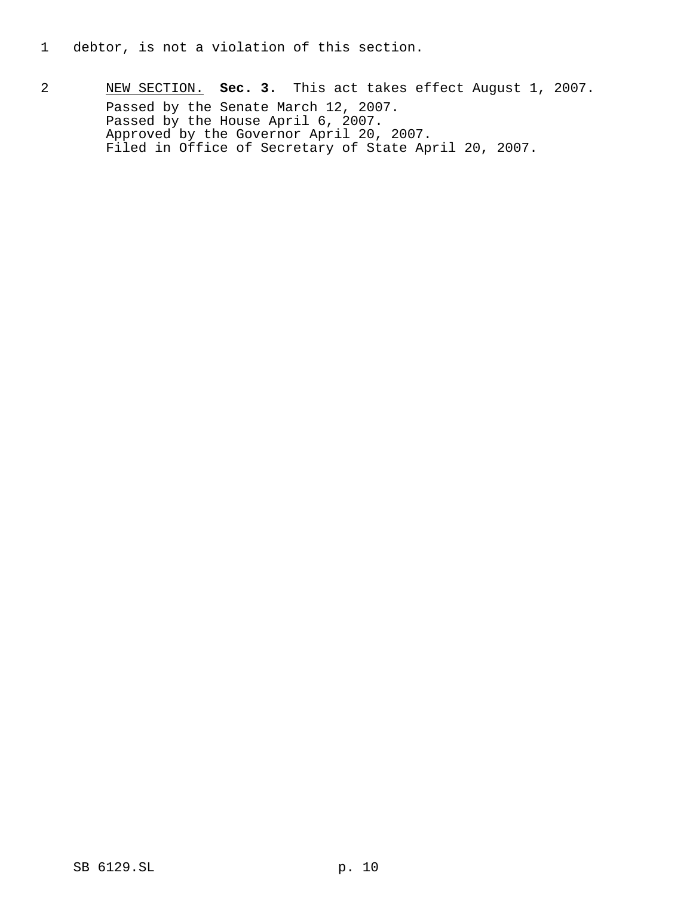debtor, is not a violation of this section.

NEW SECTION. **Sec. 3.** This act takes effect August 1, 2007.

Passed by the Senate March 12, 2007.
Passed by the House April 6, 2007.
Approved by the Governor April 20, 2007.
Filed in Office of Secretary of State April 20, 2007.